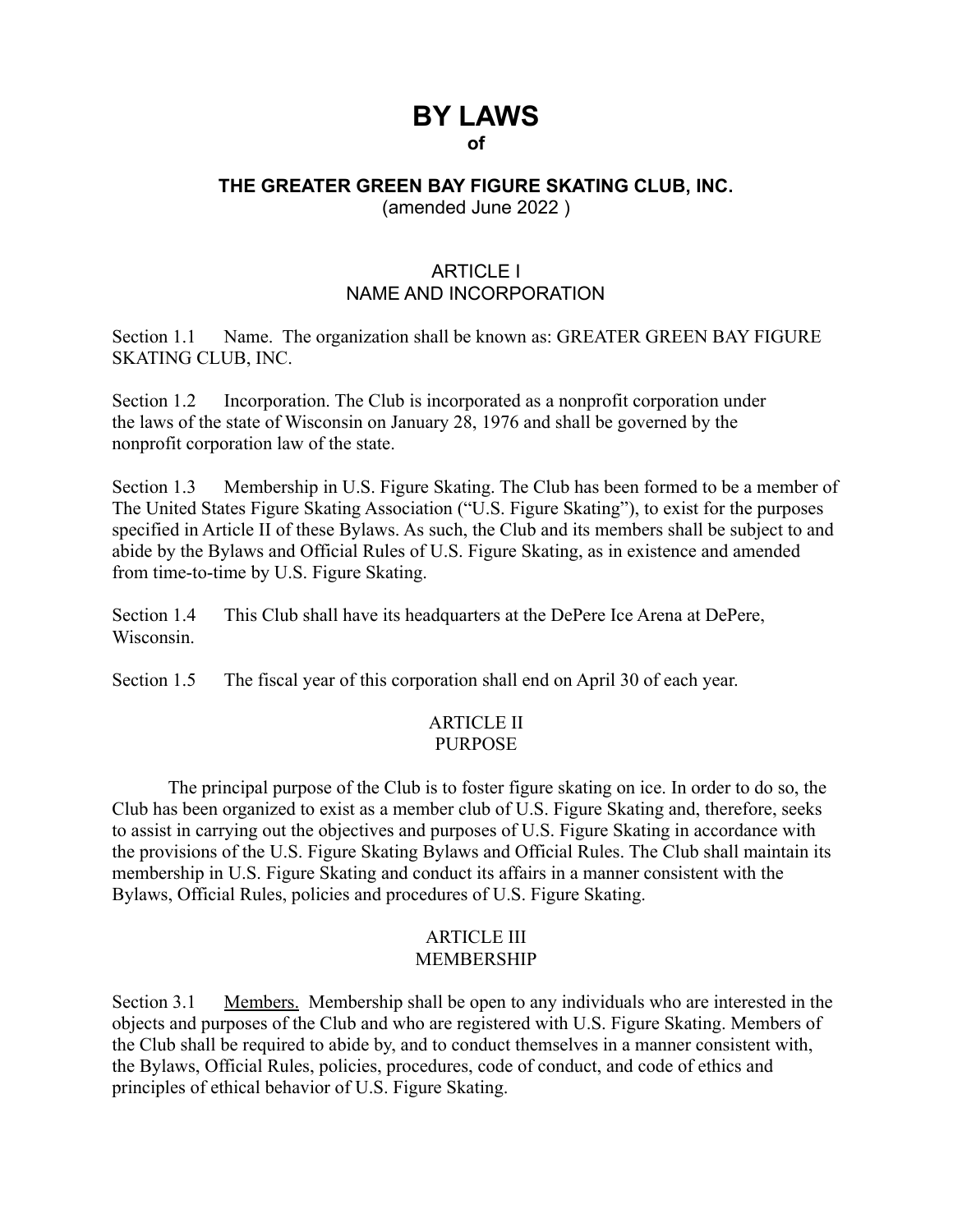# BY LAWS

**of**

## THE GREATER GREEN BAY FIGURE SKATING CLUB, INC.

(amended June 2022 )

### ARTICLE I
### NAME AND INCORPORATION

Section 1.1 Name. The organization shall be known as: GREATER GREEN BAY FIGURE SKATING CLUB, INC.

Section 1.2 Incorporation. The Club is incorporated as a nonprofit corporation under the laws of the state of Wisconsin on January 28, 1976 and shall be governed by the nonprofit corporation law of the state.

Section 1.3 Membership in U.S. Figure Skating. The Club has been formed to be a member of The United States Figure Skating Association ("U.S. Figure Skating"), to exist for the purposes specified in Article II of these Bylaws. As such, the Club and its members shall be subject to and abide by the Bylaws and Official Rules of U.S. Figure Skating, as in existence and amended from time-to-time by U.S. Figure Skating.

Section 1.4 This Club shall have its headquarters at the DePere Ice Arena at DePere, Wisconsin.

Section 1.5 The fiscal year of this corporation shall end on April 30 of each year.

### ARTICLE II
### PURPOSE

The principal purpose of the Club is to foster figure skating on ice. In order to do so, the Club has been organized to exist as a member club of U.S. Figure Skating and, therefore, seeks to assist in carrying out the objectives and purposes of U.S. Figure Skating in accordance with the provisions of the U.S. Figure Skating Bylaws and Official Rules. The Club shall maintain its membership in U.S. Figure Skating and conduct its affairs in a manner consistent with the Bylaws, Official Rules, policies and procedures of U.S. Figure Skating.

### ARTICLE III
### MEMBERSHIP

Section 3.1 Members. Membership shall be open to any individuals who are interested in the objects and purposes of the Club and who are registered with U.S. Figure Skating. Members of the Club shall be required to abide by, and to conduct themselves in a manner consistent with, the Bylaws, Official Rules, policies, procedures, code of conduct, and code of ethics and principles of ethical behavior of U.S. Figure Skating.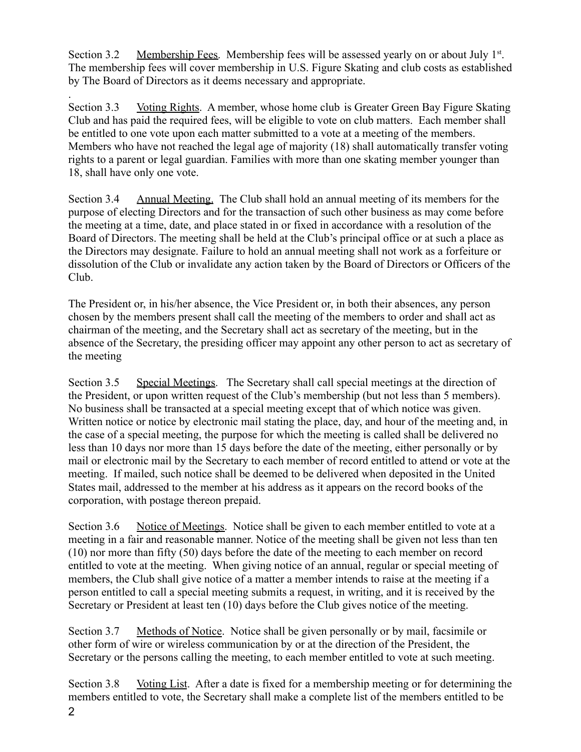Section 3.2 Membership Fees. Membership fees will be assessed yearly on or about July 1st. The membership fees will cover membership in U.S. Figure Skating and club costs as established by The Board of Directors as it deems necessary and appropriate.

.

Section 3.3 Voting Rights. A member, whose home club is Greater Green Bay Figure Skating Club and has paid the required fees, will be eligible to vote on club matters. Each member shall be entitled to one vote upon each matter submitted to a vote at a meeting of the members. Members who have not reached the legal age of majority (18) shall automatically transfer voting rights to a parent or legal guardian. Families with more than one skating member younger than 18, shall have only one vote.

Section 3.4 Annual Meeting. The Club shall hold an annual meeting of its members for the purpose of electing Directors and for the transaction of such other business as may come before the meeting at a time, date, and place stated in or fixed in accordance with a resolution of the Board of Directors. The meeting shall be held at the Club's principal office or at such a place as the Directors may designate. Failure to hold an annual meeting shall not work as a forfeiture or dissolution of the Club or invalidate any action taken by the Board of Directors or Officers of the Club.

The President or, in his/her absence, the Vice President or, in both their absences, any person chosen by the members present shall call the meeting of the members to order and shall act as chairman of the meeting, and the Secretary shall act as secretary of the meeting, but in the absence of the Secretary, the presiding officer may appoint any other person to act as secretary of the meeting

Section 3.5 Special Meetings. The Secretary shall call special meetings at the direction of the President, or upon written request of the Club's membership (but not less than 5 members). No business shall be transacted at a special meeting except that of which notice was given. Written notice or notice by electronic mail stating the place, day, and hour of the meeting and, in the case of a special meeting, the purpose for which the meeting is called shall be delivered no less than 10 days nor more than 15 days before the date of the meeting, either personally or by mail or electronic mail by the Secretary to each member of record entitled to attend or vote at the meeting. If mailed, such notice shall be deemed to be delivered when deposited in the United States mail, addressed to the member at his address as it appears on the record books of the corporation, with postage thereon prepaid.

Section 3.6 Notice of Meetings. Notice shall be given to each member entitled to vote at a meeting in a fair and reasonable manner. Notice of the meeting shall be given not less than ten (10) nor more than fifty (50) days before the date of the meeting to each member on record entitled to vote at the meeting. When giving notice of an annual, regular or special meeting of members, the Club shall give notice of a matter a member intends to raise at the meeting if a person entitled to call a special meeting submits a request, in writing, and it is received by the Secretary or President at least ten (10) days before the Club gives notice of the meeting.

Section 3.7 Methods of Notice. Notice shall be given personally or by mail, facsimile or other form of wire or wireless communication by or at the direction of the President, the Secretary or the persons calling the meeting, to each member entitled to vote at such meeting.

Section 3.8 Voting List. After a date is fixed for a membership meeting or for determining the members entitled to vote, the Secretary shall make a complete list of the members entitled to be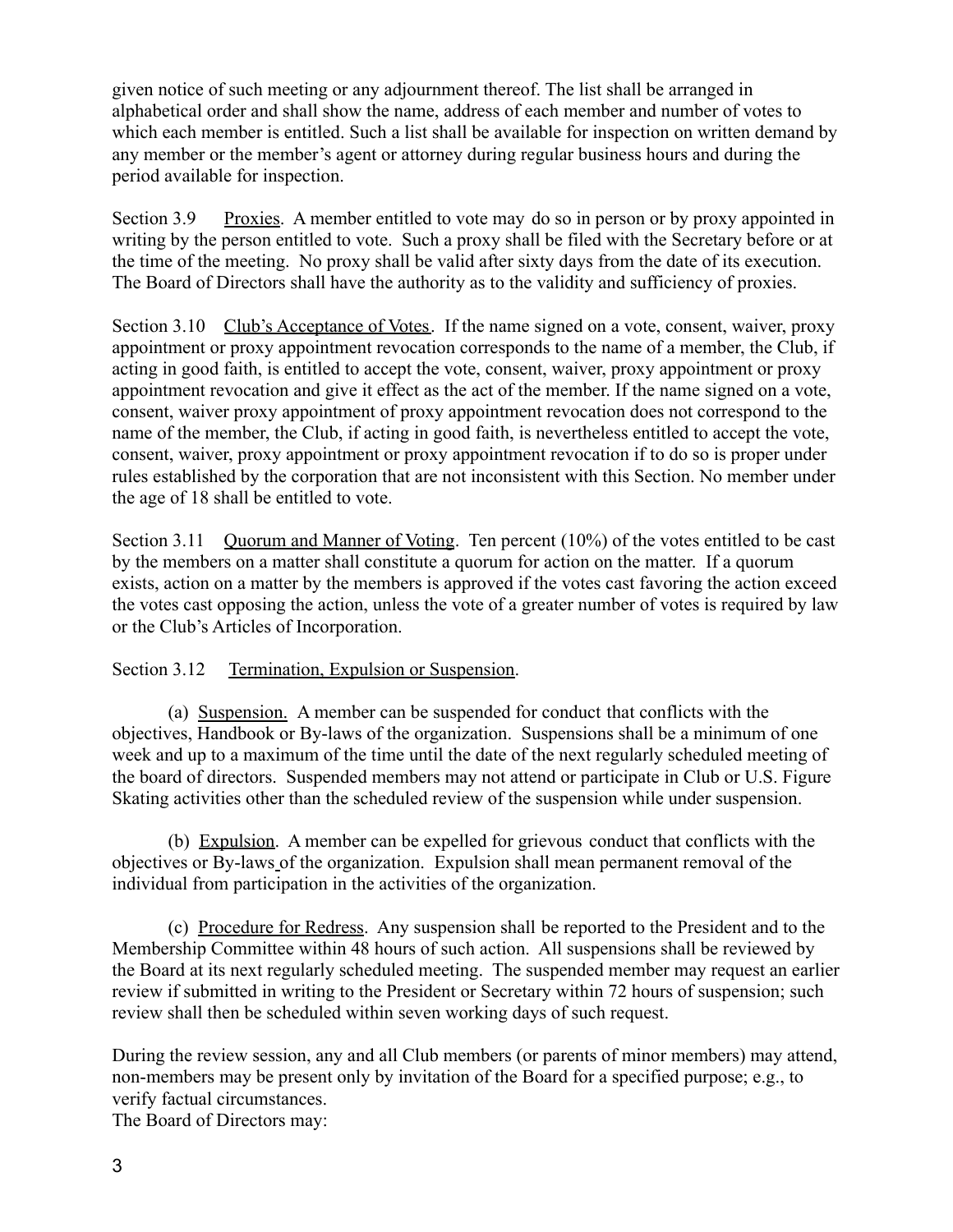given notice of such meeting or any adjournment thereof. The list shall be arranged in alphabetical order and shall show the name, address of each member and number of votes to which each member is entitled. Such a list shall be available for inspection on written demand by any member or the member's agent or attorney during regular business hours and during the period available for inspection.

Section 3.9 Proxies. A member entitled to vote may do so in person or by proxy appointed in writing by the person entitled to vote. Such a proxy shall be filed with the Secretary before or at the time of the meeting. No proxy shall be valid after sixty days from the date of its execution. The Board of Directors shall have the authority as to the validity and sufficiency of proxies.

Section 3.10 Club's Acceptance of Votes. If the name signed on a vote, consent, waiver, proxy appointment or proxy appointment revocation corresponds to the name of a member, the Club, if acting in good faith, is entitled to accept the vote, consent, waiver, proxy appointment or proxy appointment revocation and give it effect as the act of the member. If the name signed on a vote, consent, waiver proxy appointment of proxy appointment revocation does not correspond to the name of the member, the Club, if acting in good faith, is nevertheless entitled to accept the vote, consent, waiver, proxy appointment or proxy appointment revocation if to do so is proper under rules established by the corporation that are not inconsistent with this Section. No member under the age of 18 shall be entitled to vote.

Section 3.11 Quorum and Manner of Voting. Ten percent (10%) of the votes entitled to be cast by the members on a matter shall constitute a quorum for action on the matter. If a quorum exists, action on a matter by the members is approved if the votes cast favoring the action exceed the votes cast opposing the action, unless the vote of a greater number of votes is required by law or the Club's Articles of Incorporation.

Section 3.12 Termination, Expulsion or Suspension.

(a) Suspension. A member can be suspended for conduct that conflicts with the objectives, Handbook or By-laws of the organization. Suspensions shall be a minimum of one week and up to a maximum of the time until the date of the next regularly scheduled meeting of the board of directors. Suspended members may not attend or participate in Club or U.S. Figure Skating activities other than the scheduled review of the suspension while under suspension.

(b) Expulsion. A member can be expelled for grievous conduct that conflicts with the objectives or By-laws of the organization. Expulsion shall mean permanent removal of the individual from participation in the activities of the organization.

(c) Procedure for Redress. Any suspension shall be reported to the President and to the Membership Committee within 48 hours of such action. All suspensions shall be reviewed by the Board at its next regularly scheduled meeting. The suspended member may request an earlier review if submitted in writing to the President or Secretary within 72 hours of suspension; such review shall then be scheduled within seven working days of such request.

During the review session, any and all Club members (or parents of minor members) may attend, non-members may be present only by invitation of the Board for a specified purpose; e.g., to verify factual circumstances.
The Board of Directors may: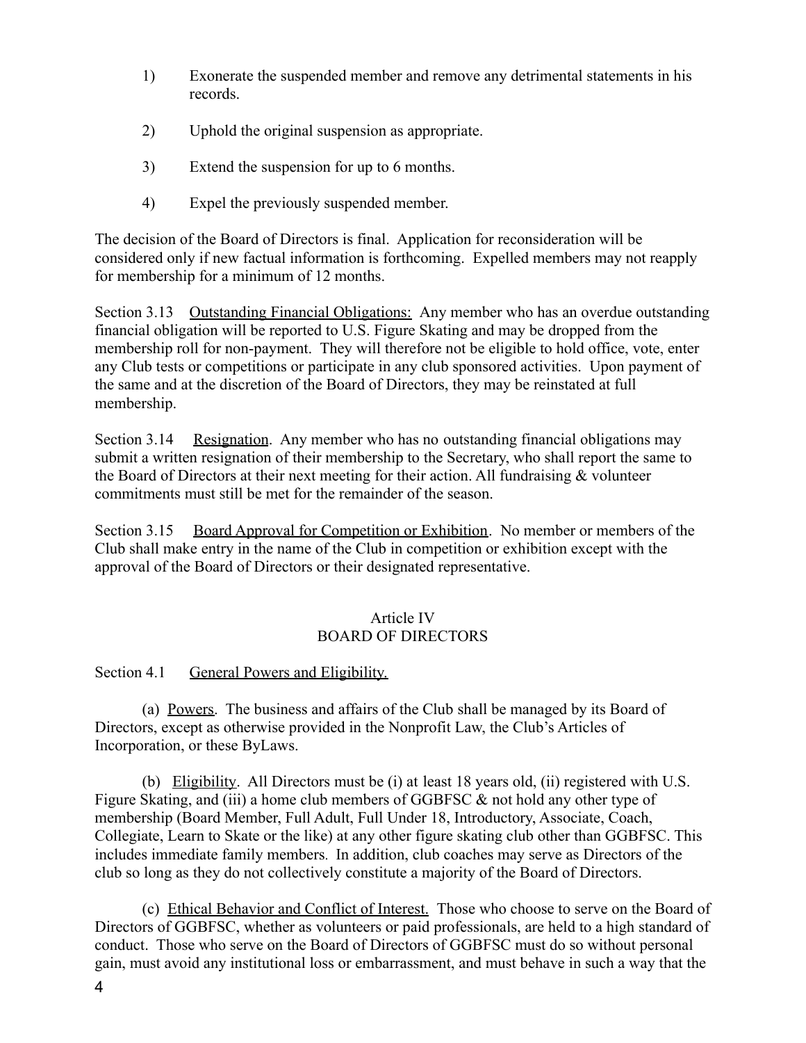1) Exonerate the suspended member and remove any detrimental statements in his records.

2) Uphold the original suspension as appropriate.

3) Extend the suspension for up to 6 months.

4) Expel the previously suspended member.

The decision of the Board of Directors is final. Application for reconsideration will be considered only if new factual information is forthcoming. Expelled members may not reapply for membership for a minimum of 12 months.

Section 3.13 Outstanding Financial Obligations: Any member who has an overdue outstanding financial obligation will be reported to U.S. Figure Skating and may be dropped from the membership roll for non-payment. They will therefore not be eligible to hold office, vote, enter any Club tests or competitions or participate in any club sponsored activities. Upon payment of the same and at the discretion of the Board of Directors, they may be reinstated at full membership.

Section 3.14 Resignation. Any member who has no outstanding financial obligations may submit a written resignation of their membership to the Secretary, who shall report the same to the Board of Directors at their next meeting for their action. All fundraising & volunteer commitments must still be met for the remainder of the season.

Section 3.15 Board Approval for Competition or Exhibition. No member or members of the Club shall make entry in the name of the Club in competition or exhibition except with the approval of the Board of Directors or their designated representative.

## Article IV
## BOARD OF DIRECTORS

Section 4.1 General Powers and Eligibility.

(a) Powers. The business and affairs of the Club shall be managed by its Board of Directors, except as otherwise provided in the Nonprofit Law, the Club's Articles of Incorporation, or these ByLaws.

(b) Eligibility. All Directors must be (i) at least 18 years old, (ii) registered with U.S. Figure Skating, and (iii) a home club members of GGBFSC & not hold any other type of membership (Board Member, Full Adult, Full Under 18, Introductory, Associate, Coach, Collegiate, Learn to Skate or the like) at any other figure skating club other than GGBFSC. This includes immediate family members. In addition, club coaches may serve as Directors of the club so long as they do not collectively constitute a majority of the Board of Directors.

(c) Ethical Behavior and Conflict of Interest. Those who choose to serve on the Board of Directors of GGBFSC, whether as volunteers or paid professionals, are held to a high standard of conduct. Those who serve on the Board of Directors of GGBFSC must do so without personal gain, must avoid any institutional loss or embarrassment, and must behave in such a way that the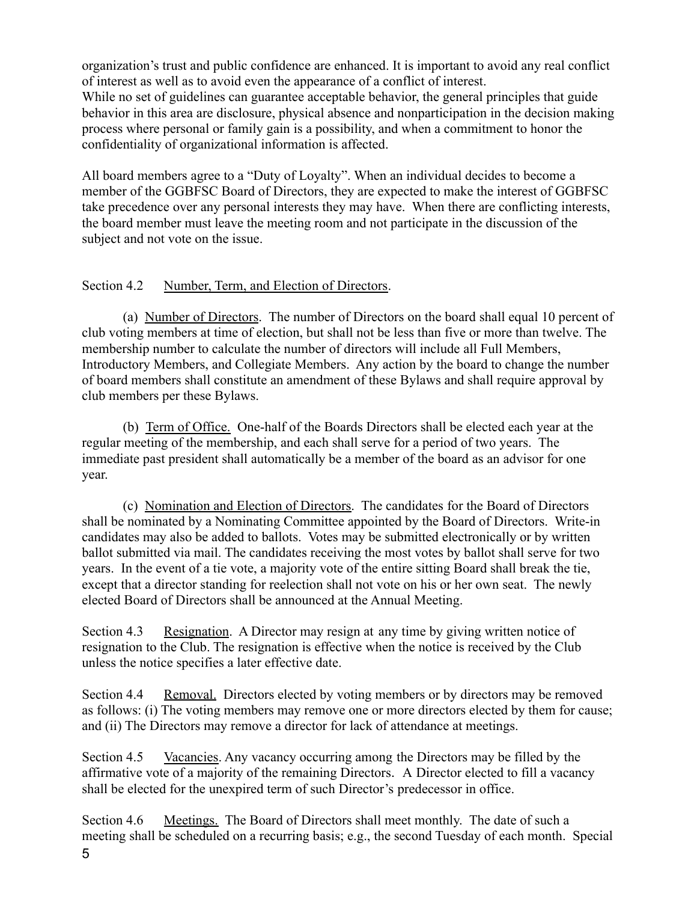organization's trust and public confidence are enhanced. It is important to avoid any real conflict of interest as well as to avoid even the appearance of a conflict of interest.
While no set of guidelines can guarantee acceptable behavior, the general principles that guide behavior in this area are disclosure, physical absence and nonparticipation in the decision making process where personal or family gain is a possibility, and when a commitment to honor the confidentiality of organizational information is affected.

All board members agree to a "Duty of Loyalty". When an individual decides to become a member of the GGBFSC Board of Directors, they are expected to make the interest of GGBFSC take precedence over any personal interests they may have. When there are conflicting interests, the board member must leave the meeting room and not participate in the discussion of the subject and not vote on the issue.

Section 4.2 Number, Term, and Election of Directors.

(a) Number of Directors. The number of Directors on the board shall equal 10 percent of club voting members at time of election, but shall not be less than five or more than twelve. The membership number to calculate the number of directors will include all Full Members, Introductory Members, and Collegiate Members. Any action by the board to change the number of board members shall constitute an amendment of these Bylaws and shall require approval by club members per these Bylaws.

(b) Term of Office. One-half of the Boards Directors shall be elected each year at the regular meeting of the membership, and each shall serve for a period of two years. The immediate past president shall automatically be a member of the board as an advisor for one year.

(c) Nomination and Election of Directors. The candidates for the Board of Directors shall be nominated by a Nominating Committee appointed by the Board of Directors. Write-in candidates may also be added to ballots. Votes may be submitted electronically or by written ballot submitted via mail. The candidates receiving the most votes by ballot shall serve for two years. In the event of a tie vote, a majority vote of the entire sitting Board shall break the tie, except that a director standing for reelection shall not vote on his or her own seat. The newly elected Board of Directors shall be announced at the Annual Meeting.

Section 4.3 Resignation. A Director may resign at any time by giving written notice of resignation to the Club. The resignation is effective when the notice is received by the Club unless the notice specifies a later effective date.

Section 4.4 Removal. Directors elected by voting members or by directors may be removed as follows: (i) The voting members may remove one or more directors elected by them for cause; and (ii) The Directors may remove a director for lack of attendance at meetings.

Section 4.5 Vacancies. Any vacancy occurring among the Directors may be filled by the affirmative vote of a majority of the remaining Directors. A Director elected to fill a vacancy shall be elected for the unexpired term of such Director's predecessor in office.

Section 4.6 Meetings. The Board of Directors shall meet monthly. The date of such a meeting shall be scheduled on a recurring basis; e.g., the second Tuesday of each month. Special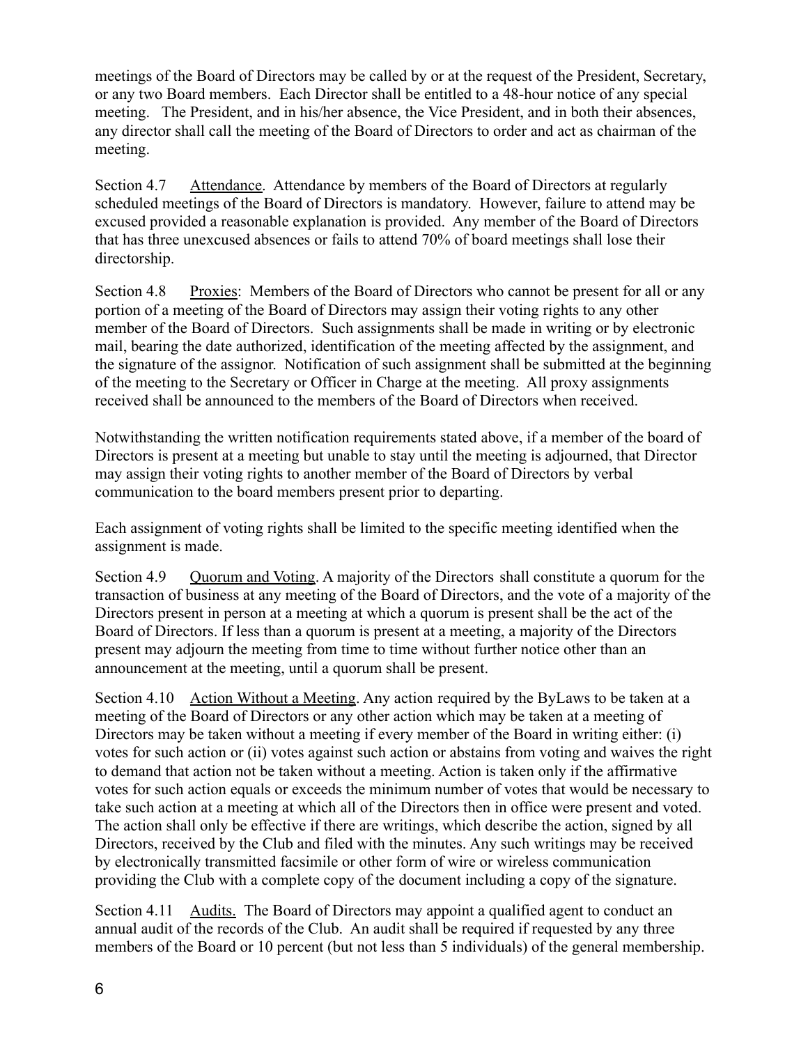meetings of the Board of Directors may be called by or at the request of the President, Secretary, or any two Board members. Each Director shall be entitled to a 48-hour notice of any special meeting. The President, and in his/her absence, the Vice President, and in both their absences, any director shall call the meeting of the Board of Directors to order and act as chairman of the meeting.

Section 4.7 Attendance. Attendance by members of the Board of Directors at regularly scheduled meetings of the Board of Directors is mandatory. However, failure to attend may be excused provided a reasonable explanation is provided. Any member of the Board of Directors that has three unexcused absences or fails to attend 70% of board meetings shall lose their directorship.

Section 4.8 Proxies: Members of the Board of Directors who cannot be present for all or any portion of a meeting of the Board of Directors may assign their voting rights to any other member of the Board of Directors. Such assignments shall be made in writing or by electronic mail, bearing the date authorized, identification of the meeting affected by the assignment, and the signature of the assignor. Notification of such assignment shall be submitted at the beginning of the meeting to the Secretary or Officer in Charge at the meeting. All proxy assignments received shall be announced to the members of the Board of Directors when received.

Notwithstanding the written notification requirements stated above, if a member of the board of Directors is present at a meeting but unable to stay until the meeting is adjourned, that Director may assign their voting rights to another member of the Board of Directors by verbal communication to the board members present prior to departing.

Each assignment of voting rights shall be limited to the specific meeting identified when the assignment is made.

Section 4.9 Quorum and Voting. A majority of the Directors shall constitute a quorum for the transaction of business at any meeting of the Board of Directors, and the vote of a majority of the Directors present in person at a meeting at which a quorum is present shall be the act of the Board of Directors. If less than a quorum is present at a meeting, a majority of the Directors present may adjourn the meeting from time to time without further notice other than an announcement at the meeting, until a quorum shall be present.

Section 4.10 Action Without a Meeting. Any action required by the ByLaws to be taken at a meeting of the Board of Directors or any other action which may be taken at a meeting of Directors may be taken without a meeting if every member of the Board in writing either: (i) votes for such action or (ii) votes against such action or abstains from voting and waives the right to demand that action not be taken without a meeting. Action is taken only if the affirmative votes for such action equals or exceeds the minimum number of votes that would be necessary to take such action at a meeting at which all of the Directors then in office were present and voted. The action shall only be effective if there are writings, which describe the action, signed by all Directors, received by the Club and filed with the minutes. Any such writings may be received by electronically transmitted facsimile or other form of wire or wireless communication providing the Club with a complete copy of the document including a copy of the signature.

Section 4.11 Audits. The Board of Directors may appoint a qualified agent to conduct an annual audit of the records of the Club. An audit shall be required if requested by any three members of the Board or 10 percent (but not less than 5 individuals) of the general membership.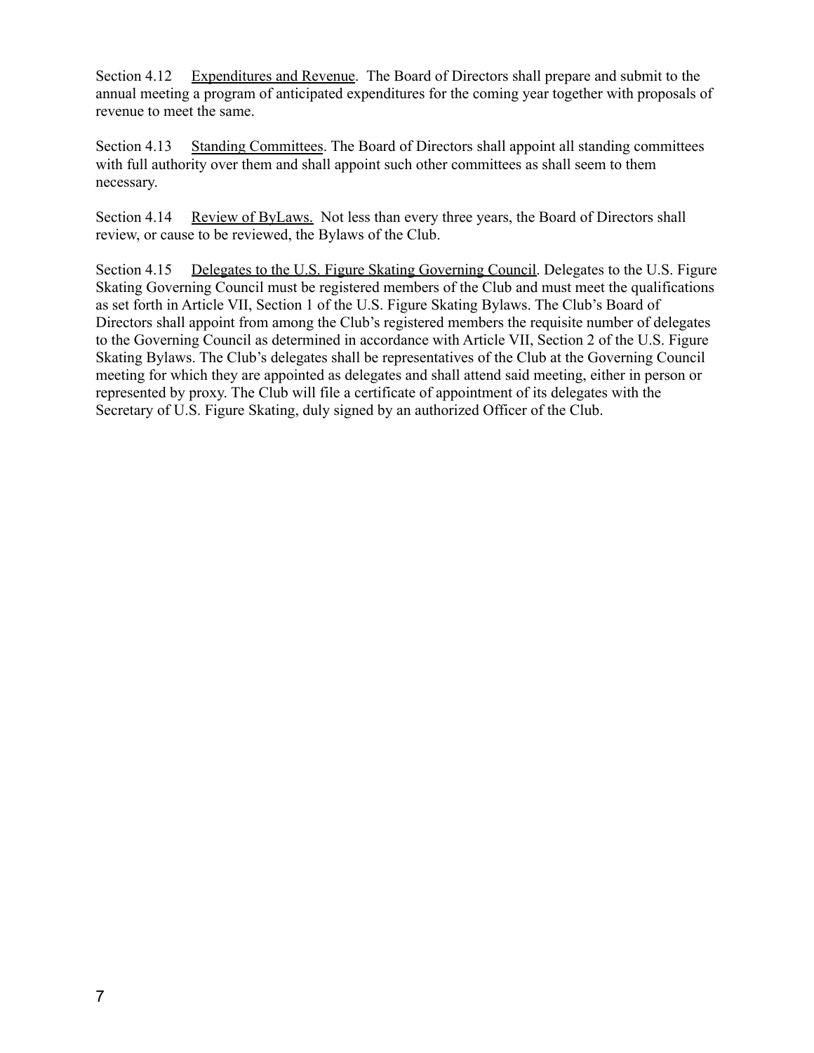Section 4.12 <u>Expenditures and Revenue</u>. The Board of Directors shall prepare and submit to the annual meeting a program of anticipated expenditures for the coming year together with proposals of revenue to meet the same.

Section 4.13 <u>Standing Committees</u>. The Board of Directors shall appoint all standing committees with full authority over them and shall appoint such other committees as shall seem to them necessary.

Section 4.14 <u>Review of ByLaws.</u> Not less than every three years, the Board of Directors shall review, or cause to be reviewed, the Bylaws of the Club.

Section 4.15 <u>Delegates to the U.S. Figure Skating Governing Council</u>. Delegates to the U.S. Figure Skating Governing Council must be registered members of the Club and must meet the qualifications as set forth in Article VII, Section 1 of the U.S. Figure Skating Bylaws. The Club's Board of Directors shall appoint from among the Club's registered members the requisite number of delegates to the Governing Council as determined in accordance with Article VII, Section 2 of the U.S. Figure Skating Bylaws. The Club's delegates shall be representatives of the Club at the Governing Council meeting for which they are appointed as delegates and shall attend said meeting, either in person or represented by proxy. The Club will file a certificate of appointment of its delegates with the Secretary of U.S. Figure Skating, duly signed by an authorized Officer of the Club.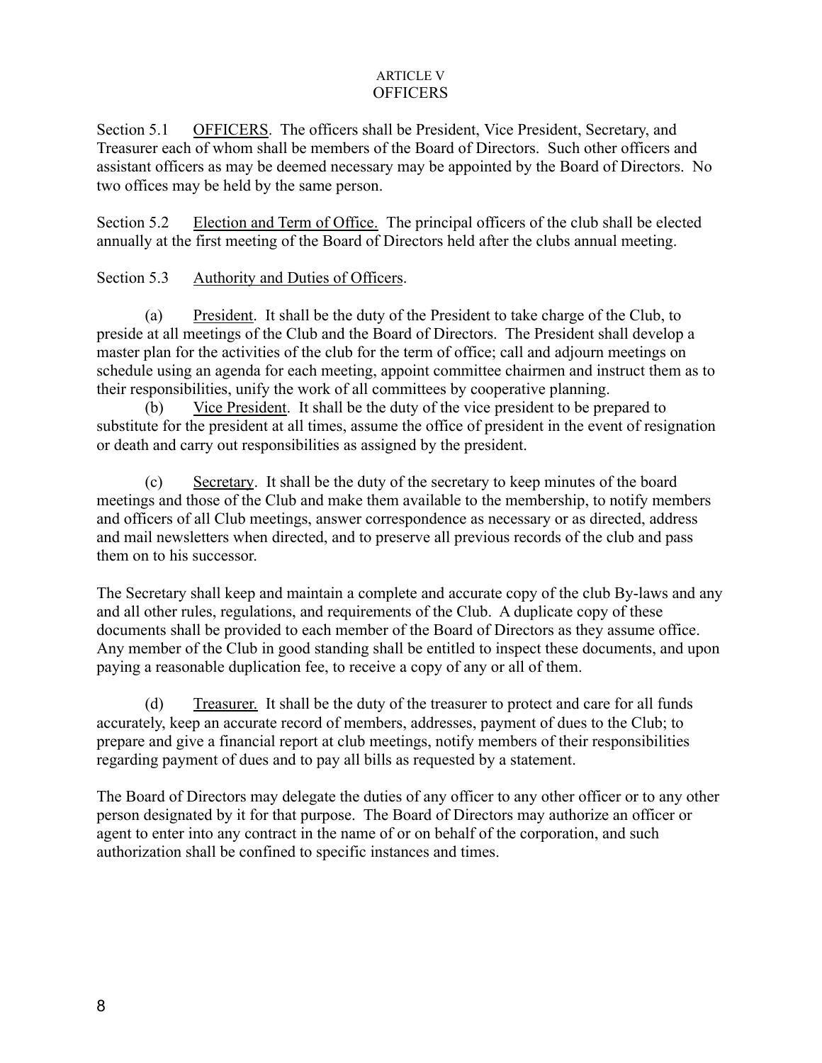# ARTICLE V
## OFFICERS

Section 5.1 OFFICERS. The officers shall be President, Vice President, Secretary, and Treasurer each of whom shall be members of the Board of Directors. Such other officers and assistant officers as may be deemed necessary may be appointed by the Board of Directors. No two offices may be held by the same person.

Section 5.2 Election and Term of Office. The principal officers of the club shall be elected annually at the first meeting of the Board of Directors held after the clubs annual meeting.

Section 5.3 Authority and Duties of Officers.

(a) President. It shall be the duty of the President to take charge of the Club, to preside at all meetings of the Club and the Board of Directors. The President shall develop a master plan for the activities of the club for the term of office; call and adjourn meetings on schedule using an agenda for each meeting, appoint committee chairmen and instruct them as to their responsibilities, unify the work of all committees by cooperative planning.

(b) Vice President. It shall be the duty of the vice president to be prepared to substitute for the president at all times, assume the office of president in the event of resignation or death and carry out responsibilities as assigned by the president.

(c) Secretary. It shall be the duty of the secretary to keep minutes of the board meetings and those of the Club and make them available to the membership, to notify members and officers of all Club meetings, answer correspondence as necessary or as directed, address and mail newsletters when directed, and to preserve all previous records of the club and pass them on to his successor.

The Secretary shall keep and maintain a complete and accurate copy of the club By-laws and any and all other rules, regulations, and requirements of the Club. A duplicate copy of these documents shall be provided to each member of the Board of Directors as they assume office. Any member of the Club in good standing shall be entitled to inspect these documents, and upon paying a reasonable duplication fee, to receive a copy of any or all of them.

(d) Treasurer. It shall be the duty of the treasurer to protect and care for all funds accurately, keep an accurate record of members, addresses, payment of dues to the Club; to prepare and give a financial report at club meetings, notify members of their responsibilities regarding payment of dues and to pay all bills as requested by a statement.

The Board of Directors may delegate the duties of any officer to any other officer or to any other person designated by it for that purpose. The Board of Directors may authorize an officer or agent to enter into any contract in the name of or on behalf of the corporation, and such authorization shall be confined to specific instances and times.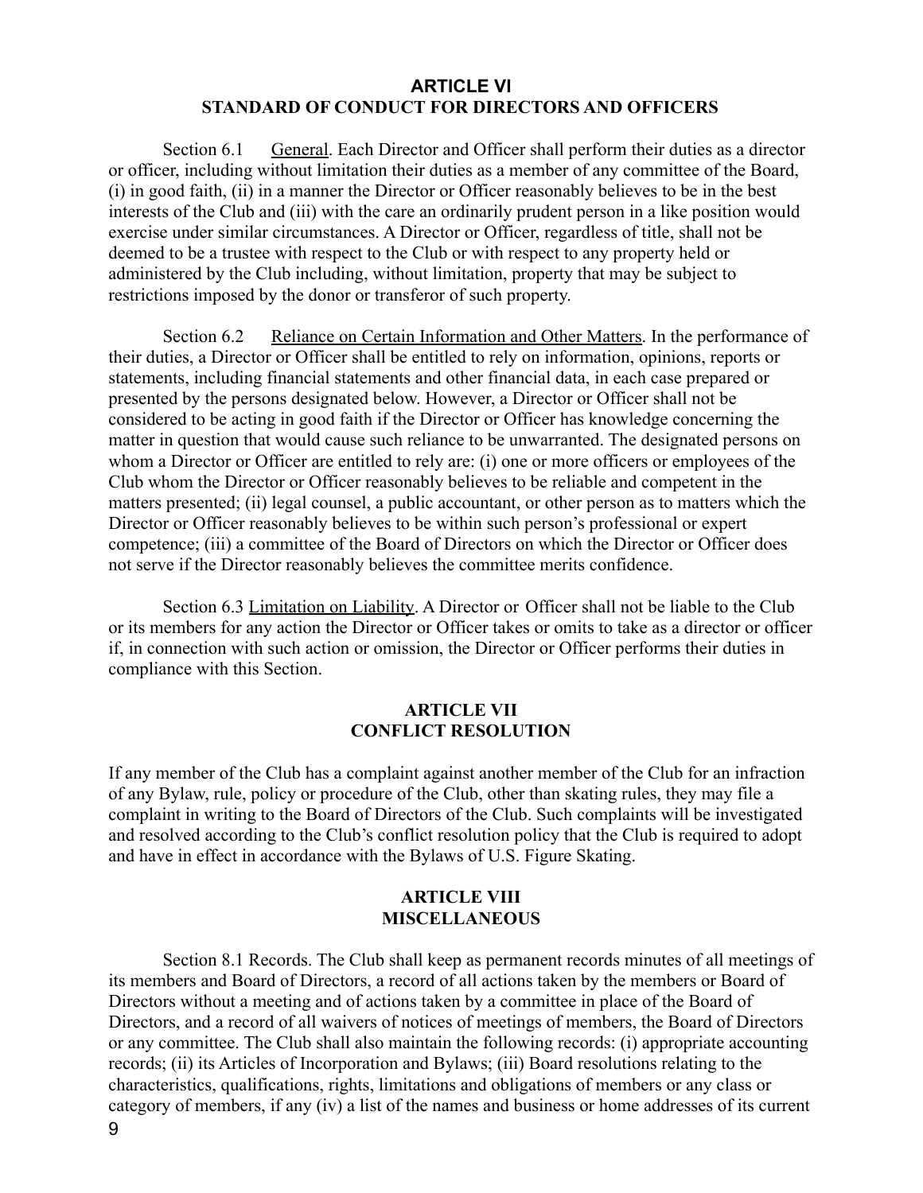## ARTICLE VI
## STANDARD OF CONDUCT FOR DIRECTORS AND OFFICERS

Section 6.1 General. Each Director and Officer shall perform their duties as a director or officer, including without limitation their duties as a member of any committee of the Board, (i) in good faith, (ii) in a manner the Director or Officer reasonably believes to be in the best interests of the Club and (iii) with the care an ordinarily prudent person in a like position would exercise under similar circumstances. A Director or Officer, regardless of title, shall not be deemed to be a trustee with respect to the Club or with respect to any property held or administered by the Club including, without limitation, property that may be subject to restrictions imposed by the donor or transferor of such property.

Section 6.2 Reliance on Certain Information and Other Matters. In the performance of their duties, a Director or Officer shall be entitled to rely on information, opinions, reports or statements, including financial statements and other financial data, in each case prepared or presented by the persons designated below. However, a Director or Officer shall not be considered to be acting in good faith if the Director or Officer has knowledge concerning the matter in question that would cause such reliance to be unwarranted. The designated persons on whom a Director or Officer are entitled to rely are: (i) one or more officers or employees of the Club whom the Director or Officer reasonably believes to be reliable and competent in the matters presented; (ii) legal counsel, a public accountant, or other person as to matters which the Director or Officer reasonably believes to be within such person's professional or expert competence; (iii) a committee of the Board of Directors on which the Director or Officer does not serve if the Director reasonably believes the committee merits confidence.

Section 6.3 Limitation on Liability. A Director or Officer shall not be liable to the Club or its members for any action the Director or Officer takes or omits to take as a director or officer if, in connection with such action or omission, the Director or Officer performs their duties in compliance with this Section.

## ARTICLE VII
## CONFLICT RESOLUTION

If any member of the Club has a complaint against another member of the Club for an infraction of any Bylaw, rule, policy or procedure of the Club, other than skating rules, they may file a complaint in writing to the Board of Directors of the Club. Such complaints will be investigated and resolved according to the Club's conflict resolution policy that the Club is required to adopt and have in effect in accordance with the Bylaws of U.S. Figure Skating.

## ARTICLE VIII
## MISCELLANEOUS

Section 8.1 Records. The Club shall keep as permanent records minutes of all meetings of its members and Board of Directors, a record of all actions taken by the members or Board of Directors without a meeting and of actions taken by a committee in place of the Board of Directors, and a record of all waivers of notices of meetings of members, the Board of Directors or any committee. The Club shall also maintain the following records: (i) appropriate accounting records; (ii) its Articles of Incorporation and Bylaws; (iii) Board resolutions relating to the characteristics, qualifications, rights, limitations and obligations of members or any class or category of members, if any (iv) a list of the names and business or home addresses of its current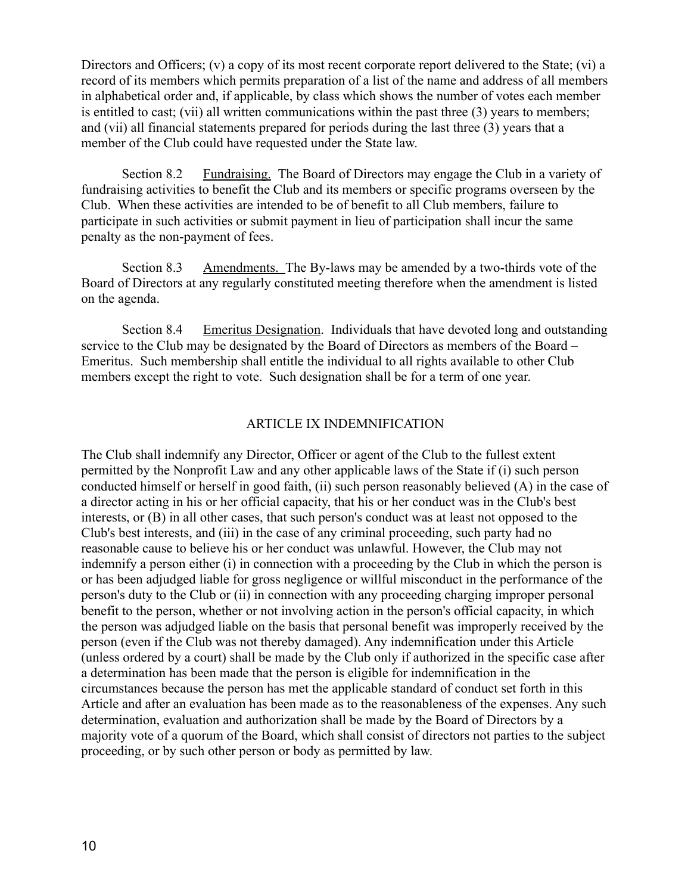Directors and Officers; (v) a copy of its most recent corporate report delivered to the State; (vi) a record of its members which permits preparation of a list of the name and address of all members in alphabetical order and, if applicable, by class which shows the number of votes each member is entitled to cast; (vii) all written communications within the past three (3) years to members; and (vii) all financial statements prepared for periods during the last three (3) years that a member of the Club could have requested under the State law.

Section 8.2 Fundraising. The Board of Directors may engage the Club in a variety of fundraising activities to benefit the Club and its members or specific programs overseen by the Club. When these activities are intended to be of benefit to all Club members, failure to participate in such activities or submit payment in lieu of participation shall incur the same penalty as the non-payment of fees.

Section 8.3 Amendments. The By-laws may be amended by a two-thirds vote of the Board of Directors at any regularly constituted meeting therefore when the amendment is listed on the agenda.

Section 8.4 Emeritus Designation. Individuals that have devoted long and outstanding service to the Club may be designated by the Board of Directors as members of the Board – Emeritus. Such membership shall entitle the individual to all rights available to other Club members except the right to vote. Such designation shall be for a term of one year.

## ARTICLE IX INDEMNIFICATION

The Club shall indemnify any Director, Officer or agent of the Club to the fullest extent permitted by the Nonprofit Law and any other applicable laws of the State if (i) such person conducted himself or herself in good faith, (ii) such person reasonably believed (A) in the case of a director acting in his or her official capacity, that his or her conduct was in the Club's best interests, or (B) in all other cases, that such person's conduct was at least not opposed to the Club's best interests, and (iii) in the case of any criminal proceeding, such party had no reasonable cause to believe his or her conduct was unlawful. However, the Club may not indemnify a person either (i) in connection with a proceeding by the Club in which the person is or has been adjudged liable for gross negligence or willful misconduct in the performance of the person's duty to the Club or (ii) in connection with any proceeding charging improper personal benefit to the person, whether or not involving action in the person's official capacity, in which the person was adjudged liable on the basis that personal benefit was improperly received by the person (even if the Club was not thereby damaged). Any indemnification under this Article (unless ordered by a court) shall be made by the Club only if authorized in the specific case after a determination has been made that the person is eligible for indemnification in the circumstances because the person has met the applicable standard of conduct set forth in this Article and after an evaluation has been made as to the reasonableness of the expenses. Any such determination, evaluation and authorization shall be made by the Board of Directors by a majority vote of a quorum of the Board, which shall consist of directors not parties to the subject proceeding, or by such other person or body as permitted by law.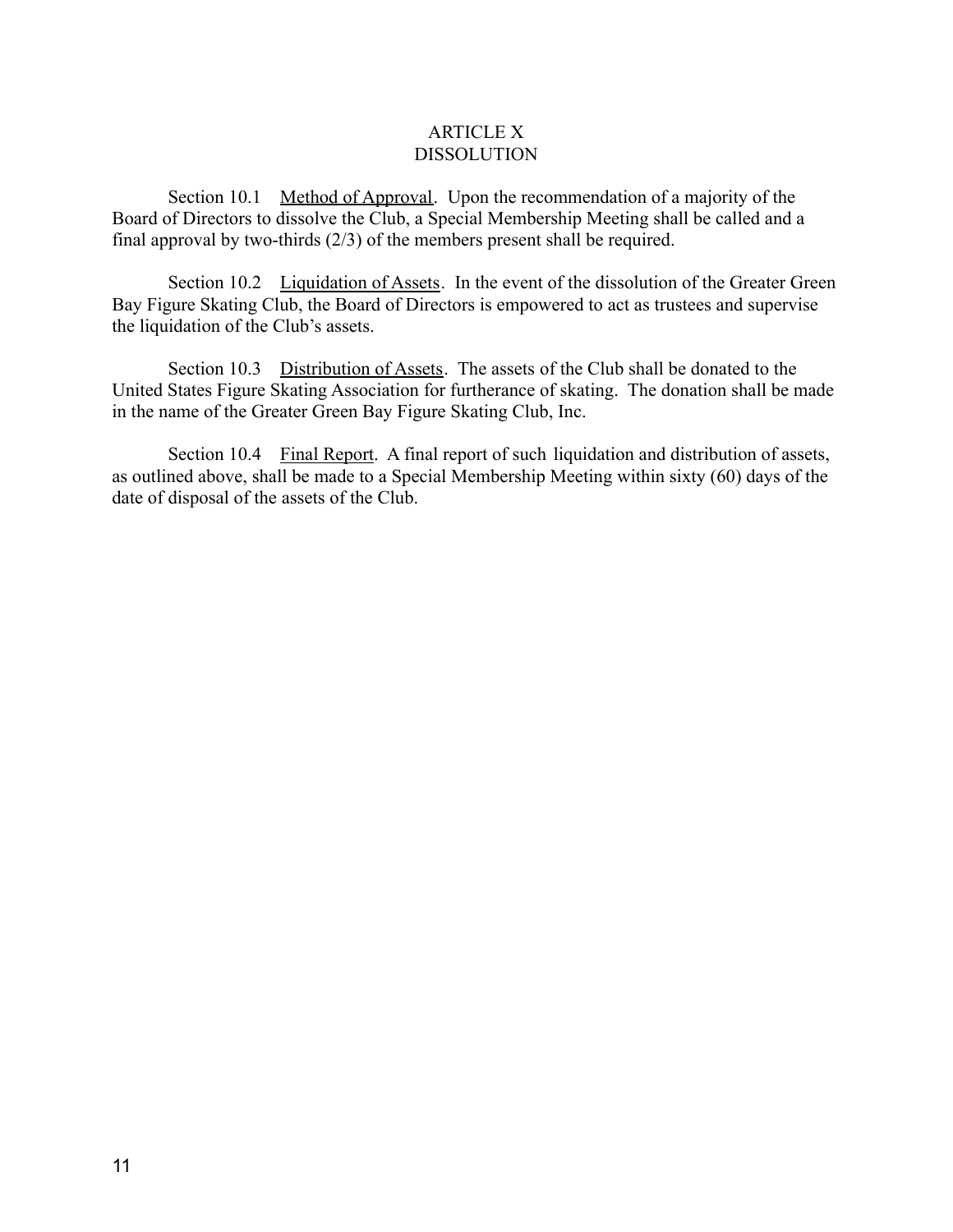## ARTICLE X
## DISSOLUTION

Section 10.1 Method of Approval. Upon the recommendation of a majority of the Board of Directors to dissolve the Club, a Special Membership Meeting shall be called and a final approval by two-thirds (2/3) of the members present shall be required.

Section 10.2 Liquidation of Assets. In the event of the dissolution of the Greater Green Bay Figure Skating Club, the Board of Directors is empowered to act as trustees and supervise the liquidation of the Club's assets.

Section 10.3 Distribution of Assets. The assets of the Club shall be donated to the United States Figure Skating Association for furtherance of skating. The donation shall be made in the name of the Greater Green Bay Figure Skating Club, Inc.

Section 10.4 Final Report. A final report of such liquidation and distribution of assets, as outlined above, shall be made to a Special Membership Meeting within sixty (60) days of the date of disposal of the assets of the Club.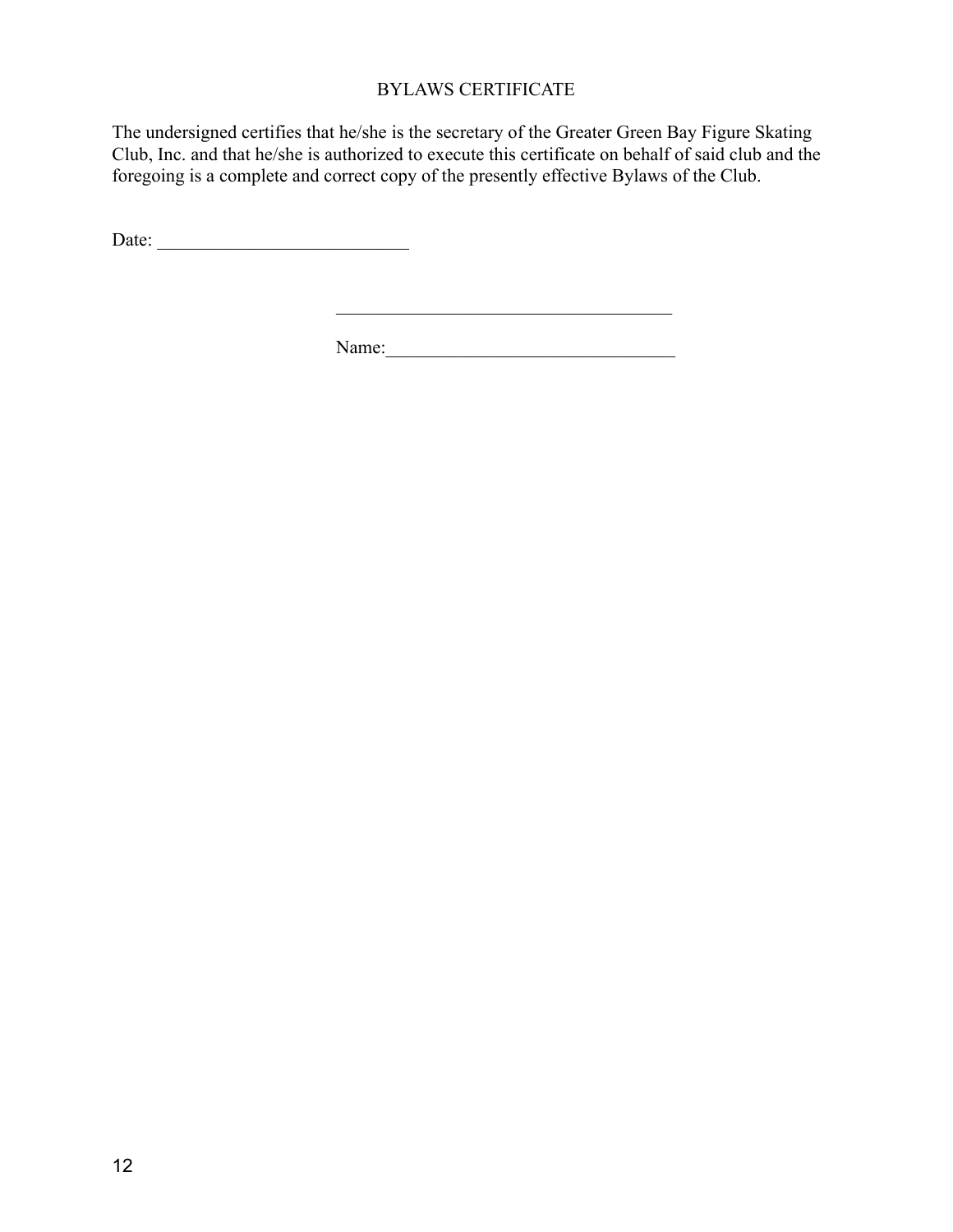# BYLAWS CERTIFICATE

The undersigned certifies that he/she is the secretary of the Greater Green Bay Figure Skating Club, Inc. and that he/she is authorized to execute this certificate on behalf of said club and the foregoing is a complete and correct copy of the presently effective Bylaws of the Club.

Date: ___________________________

_____________________________________

Name:_______________________________